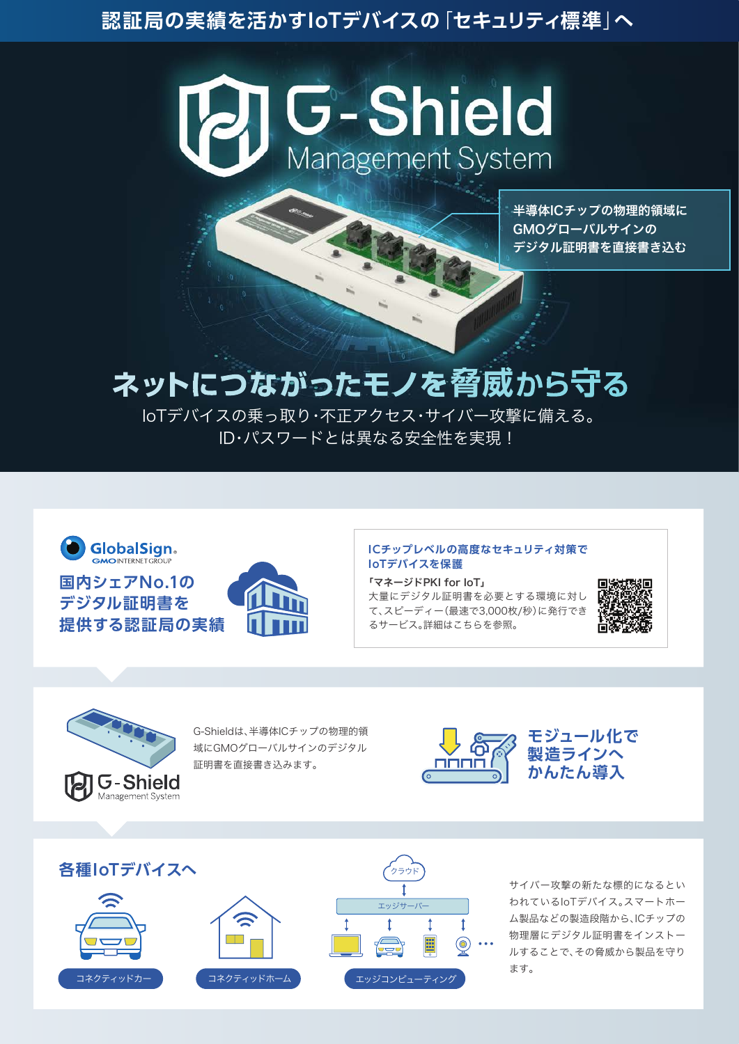# 認証局の実績を活かすIoTデバイスの「セキュリティ標準」へ

# G-Shield
Management System

半導体ICチップの物理的領域に
GMOグローバルサインの
デジタル証明書を直接書き込む

## ネットにつながったモノを脅威から守る

IoTデバイスの乗っ取り・不正アクセス・サイバー攻撃に備える。
ID・パスワードとは異なる安全性を実現！

GlobalSign.
GMO INTERNET GROUP

**国内シェアNo.1の
デジタル証明書を
提供する認証局の実績**

**ICチップレベルの高度なセキュリティ対策で
IoTデバイスを保護**

「マネージドPKI for IoT」
大量にデジタル証明書を必要とする環境に対して、スピーディー（最速で3,000枚/秒）に発行できるサービス。詳細はこちらを参照。

G-Shield
Management System

G-Shieldは、半導体ICチップの物理的領域にGMOグローバルサインのデジタル証明書を直接書き込みます。

**モジュール化で
製造ラインへ
かんたん導入**

## 各種IoTデバイスへ

コネクティッドカー

コネクティッドホーム

クラウド

エッジサーバー

エッジコンピューティング

サイバー攻撃の新たな標的になるといわれているIoTデバイス。スマートホーム製品などの製造段階から、ICチップの物理層にデジタル証明書をインストールすることで、その脅威から製品を守ります。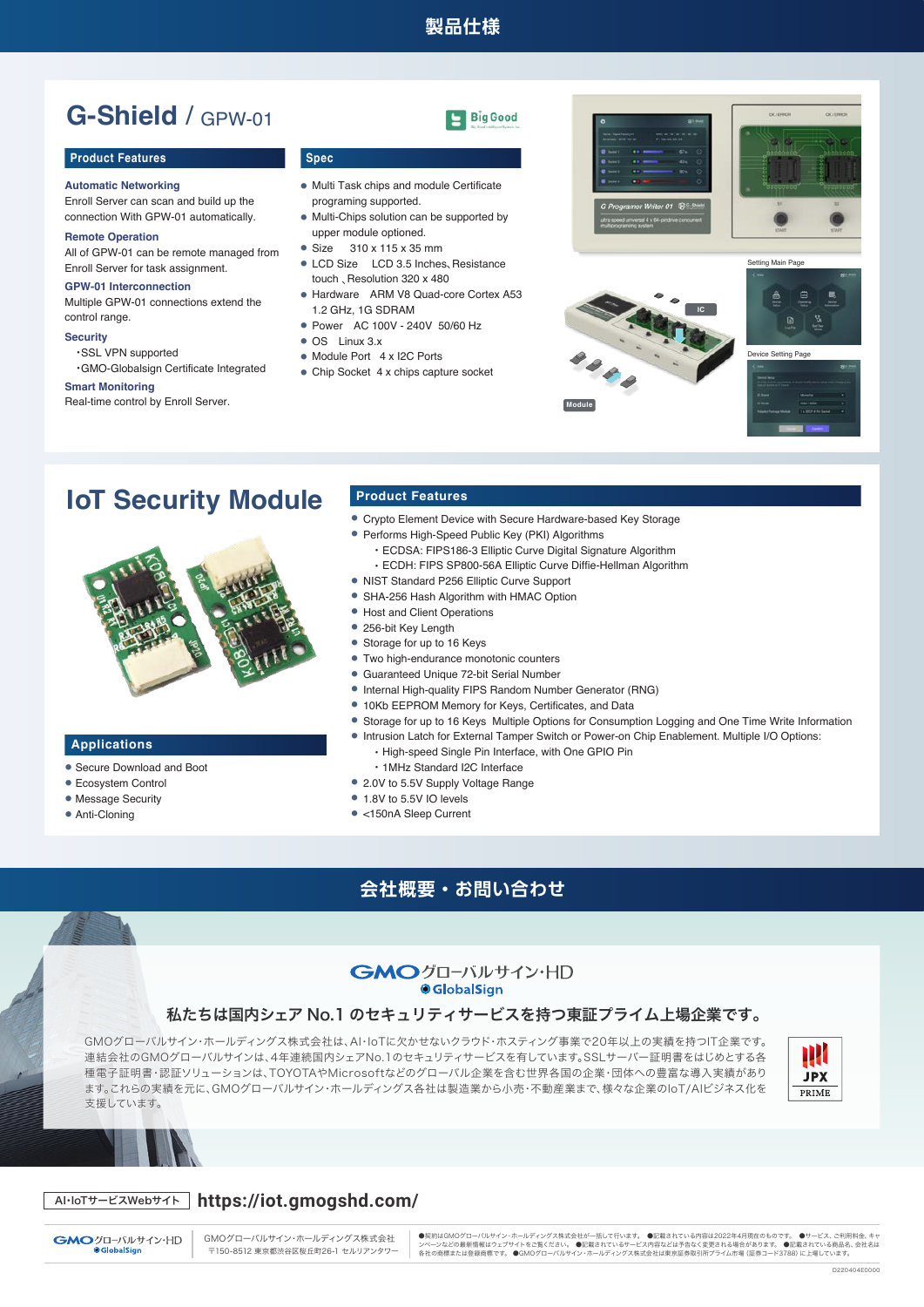# 製品仕様

## G-Shield / GPW-01

### Product Features

**Automatic Networking**
Enroll Server can scan and build up the connection With GPW-01 automatically.

**Remote Operation**
All of GPW-01 can be remote managed from Enroll Server for task assignment.

**GPW-01 Interconnection**
Multiple GPW-01 connections extend the control range.

**Security**
・SSL VPN supported
・GMO-Globalsign Certificate Integrated

**Smart Monitoring**
Real-time control by Enroll Server.

### Spec

- Multi Task chips and module Certificate programing supported.
- Multi-Chips solution can be supported by upper module optioned.
- Size　310 x 115 x 35 mm
- LCD Size　LCD 3.5 Inches、Resistance touch 、Resolution 320 x 480
- Hardware　ARM V8 Quad-core Cortex A53 1.2 GHz, 1G SDRAM
- Power　AC 100V - 240V　50/60 Hz
- OS　Linux 3.x
- Module Port　4 x I2C Ports
- Chip Socket　4 x chips capture socket

Setting Main Page

Device Setting Page

IC

Module

## IoT Security Module

### Product Features

- Crypto Element Device with Secure Hardware-based Key Storage
- Performs High-Speed Public Key (PKI) Algorithms
  - ・ECDSA: FIPS186-3 Elliptic Curve Digital Signature Algorithm
  - ・ECDH: FIPS SP800-56A Elliptic Curve Diffie-Hellman Algorithm
- NIST Standard P256 Elliptic Curve Support
- SHA-256 Hash Algorithm with HMAC Option
- Host and Client Operations
- 256-bit Key Length
- Storage for up to 16 Keys
- Two high-endurance monotonic counters
- Guaranteed Unique 72-bit Serial Number
- Internal High-quality FIPS Random Number Generator (RNG)
- 10Kb EEPROM Memory for Keys, Certificates, and Data
- Storage for up to 16 Keys Multiple Options for Consumption Logging and One Time Write Information
- Intrusion Latch for External Tamper Switch or Power-on Chip Enablement. Multiple I/O Options:
  - ・High-speed Single Pin Interface, with One GPIO Pin
  - ・1MHz Standard I2C Interface
- 2.0V to 5.5V Supply Voltage Range
- 1.8V to 5.5V IO levels
- <150nA Sleep Current

### Applications

- Secure Download and Boot
- Ecosystem Control
- Message Security
- Anti-Cloning

# 会社概要・お問い合わせ

GMOグローバルサイン・HD
GlobalSign

## 私たちは国内シェア No.1 のセキュリティサービスを持つ東証プライム上場企業です。

GMOグローバルサイン・ホールディングス株式会社は、AI・IoTに欠かせないクラウド・ホスティング事業で20年以上の実績を持つIT企業です。連結会社のGMOグローバルサインは、4年連続国内シェアNo.1のセキュリティサービスを有しています。SSLサーバー証明書をはじめとする各種電子証明書・認証ソリューションは、TOYOTAやMicrosoftなどのグローバル企業を含む世界各国の企業・団体への豊富な導入実績があります。これらの実績を元に、GMOグローバルサイン・ホールディングス各社は製造業から小売・不動産業まで、様々な企業のIoT/AIビジネス化を支援しています。

JPX PRIME

AI・IoTサービスWebサイト　**https://iot.gmogshd.com/**

GMOグローバルサイン・HD GlobalSign

GMOグローバルサイン・ホールディングス株式会社
〒150-8512 東京都渋谷区桜丘町26-1 セルリアンタワー

●契約はGMOグローバルサイン・ホールディングス株式会社が一括して行います。 ●記載されている内容は2022年4月現在のものです。 ●サービス、ご利用料金、キャンペーンなどの最新情報はウェブサイトをご覧ください。 ●記載されているサービス内容などは予告なく変更される場合があります。 ●記載されている商品名、会社名は各社の商標または登録商標です。 ●GMOグローバルサイン・ホールディングス株式会社は東京証券取引所プライム市場（証券コード3788）に上場しています。

D220404E0000